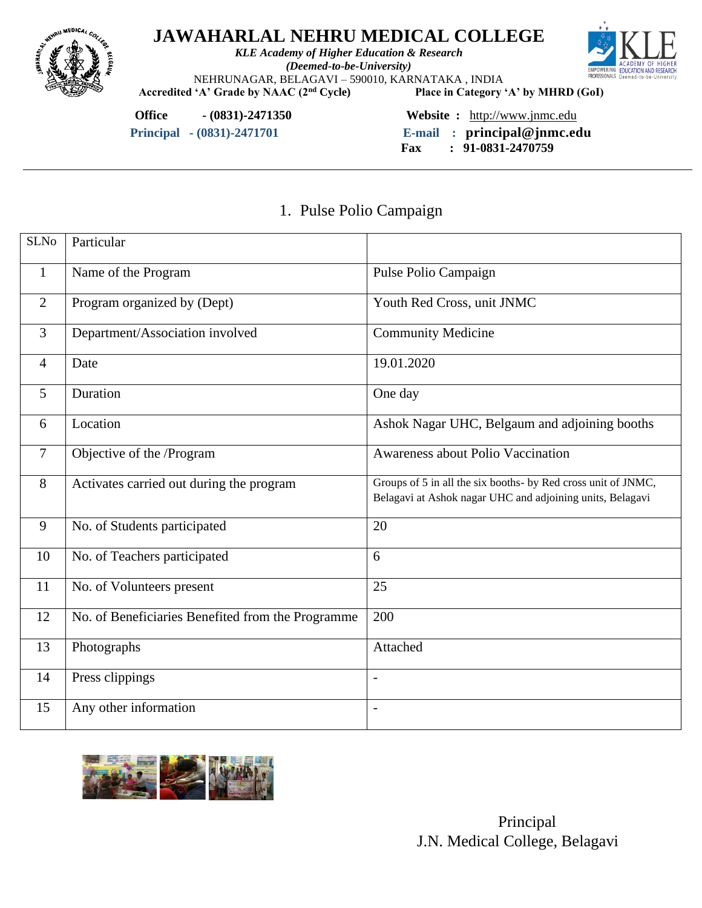# JAWAHARLAL NEHRU MEDICAL COLLEGE

***KLE Academy of Higher Education & Research***
***(Deemed-to-be-University)***
NEHRUNAGAR, BELAGAVI – 590010, KARNATAKA , INDIA
**Accredited 'A' Grade by NAAC (2nd Cycle)** **Place in Category 'A' by MHRD (GoI)**

**Office - (0831)-2471350** **Website :** http://www.jnmc.edu
**Principal - (0831)-2471701** **E-mail : principal@jnmc.edu**
**Fax : 91-0831-2470759**

---

## 1. Pulse Polio Campaign

| SLNo | Particular | |
|---|---|---|
| 1 | Name of the Program | Pulse Polio Campaign |
| 2 | Program organized by (Dept) | Youth Red Cross, unit JNMC |
| 3 | Department/Association involved | Community Medicine |
| 4 | Date | 19.01.2020 |
| 5 | Duration | One day |
| 6 | Location | Ashok Nagar UHC, Belgaum and adjoining booths |
| 7 | Objective of the /Program | Awareness about Polio Vaccination |
| 8 | Activates carried out during the program | Groups of 5 in all the six booths- by Red cross unit of JNMC, Belagavi at Ashok nagar UHC and adjoining units, Belagavi |
| 9 | No. of Students participated | 20 |
| 10 | No. of Teachers participated | 6 |
| 11 | No. of Volunteers present | 25 |
| 12 | No. of Beneficiaries Benefited from the Programme | 200 |
| 13 | Photographs | Attached |
| 14 | Press clippings | - |
| 15 | Any other information | - |

Principal
J.N. Medical College, Belagavi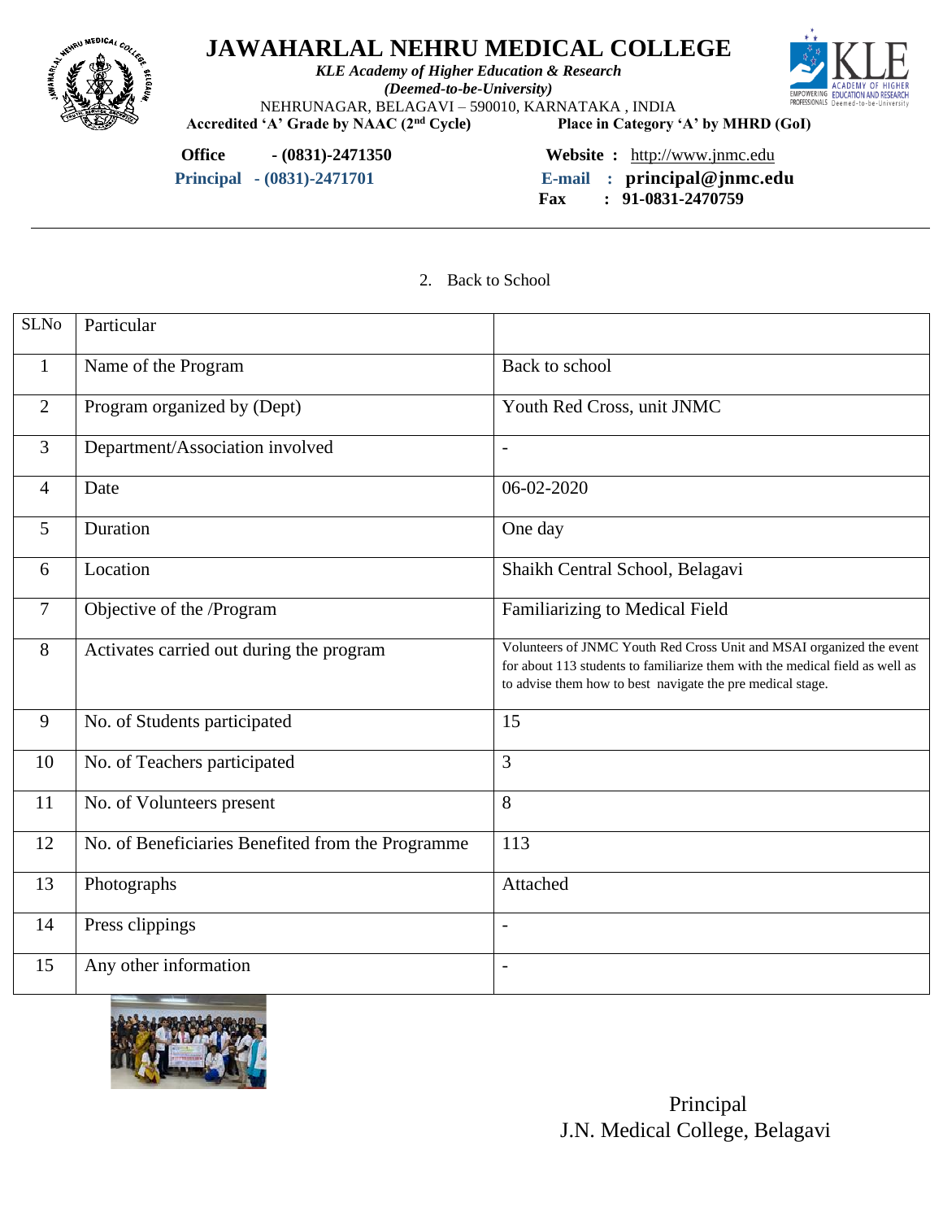# JAWAHARLAL NEHRU MEDICAL COLLEGE

***KLE Academy of Higher Education & Research***
***(Deemed-to-be-University)***
NEHRUNAGAR, BELAGAVI – 590010, KARNATAKA , INDIA
**Accredited 'A' Grade by NAAC (2nd Cycle)** **Place in Category 'A' by MHRD (GoI)**

**Office - (0831)-2471350** **Website :** http://www.jnmc.edu
**Principal - (0831)-2471701** **E-mail : principal@jnmc.edu**
**Fax : 91-0831-2470759**

---

2. Back to School

| SLNo | Particular | |
|---|---|---|
| 1 | Name of the Program | Back to school |
| 2 | Program organized by (Dept) | Youth Red Cross, unit JNMC |
| 3 | Department/Association involved | - |
| 4 | Date | 06-02-2020 |
| 5 | Duration | One day |
| 6 | Location | Shaikh Central School, Belagavi |
| 7 | Objective of the /Program | Familiarizing to Medical Field |
| 8 | Activates carried out during the program | Volunteers of JNMC Youth Red Cross Unit and MSAI organized the event for about 113 students to familiarize them with the medical field as well as to advise them how to best navigate the pre medical stage. |
| 9 | No. of Students participated | 15 |
| 10 | No. of Teachers participated | 3 |
| 11 | No. of Volunteers present | 8 |
| 12 | No. of Beneficiaries Benefited from the Programme | 113 |
| 13 | Photographs | Attached |
| 14 | Press clippings | - |
| 15 | Any other information | - |

Principal
J.N. Medical College, Belagavi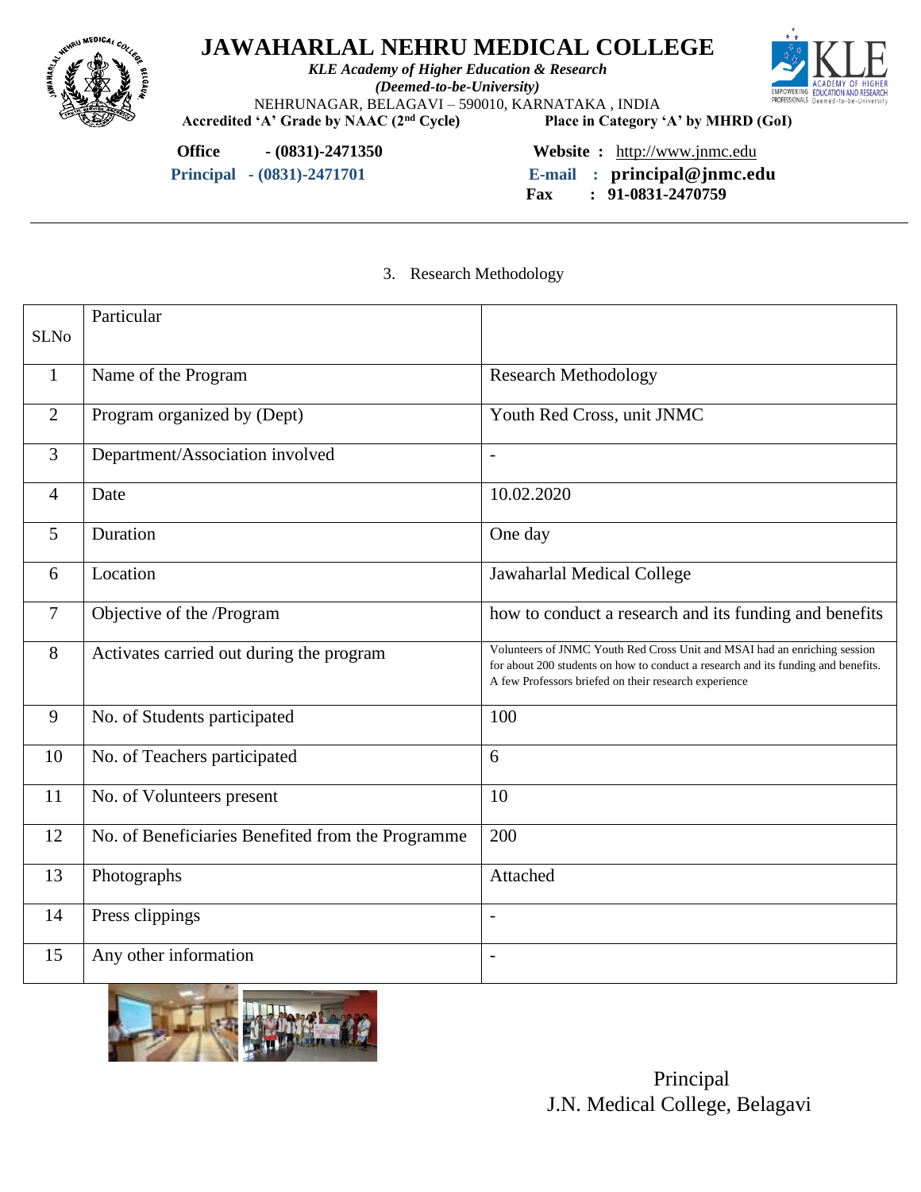# JAWAHARLAL NEHRU MEDICAL COLLEGE

***KLE Academy of Higher Education & Research***
***(Deemed-to-be-University)***
NEHRUNAGAR, BELAGAVI – 590010, KARNATAKA , INDIA
**Accredited 'A' Grade by NAAC (2nd Cycle)** **Place in Category 'A' by MHRD (GoI)**

**Office** **- (0831)-2471350** **Website :** http://www.jnmc.edu
**Principal - (0831)-2471701** **E-mail : principal@jnmc.edu**
**Fax : 91-0831-2470759**

---

3. Research Methodology

| SLNo | Particular | |
|---|---|---|
| 1 | Name of the Program | Research Methodology |
| 2 | Program organized by (Dept) | Youth Red Cross, unit JNMC |
| 3 | Department/Association involved | - |
| 4 | Date | 10.02.2020 |
| 5 | Duration | One day |
| 6 | Location | Jawaharlal Medical College |
| 7 | Objective of the /Program | how to conduct a research and its funding and benefits |
| 8 | Activates carried out during the program | Volunteers of JNMC Youth Red Cross Unit and MSAI had an enriching session for about 200 students on how to conduct a research and its funding and benefits. A few Professors briefed on their research experience |
| 9 | No. of Students participated | 100 |
| 10 | No. of Teachers participated | 6 |
| 11 | No. of Volunteers present | 10 |
| 12 | No. of Beneficiaries Benefited from the Programme | 200 |
| 13 | Photographs | Attached |
| 14 | Press clippings | - |
| 15 | Any other information | - |

Principal
J.N. Medical College, Belagavi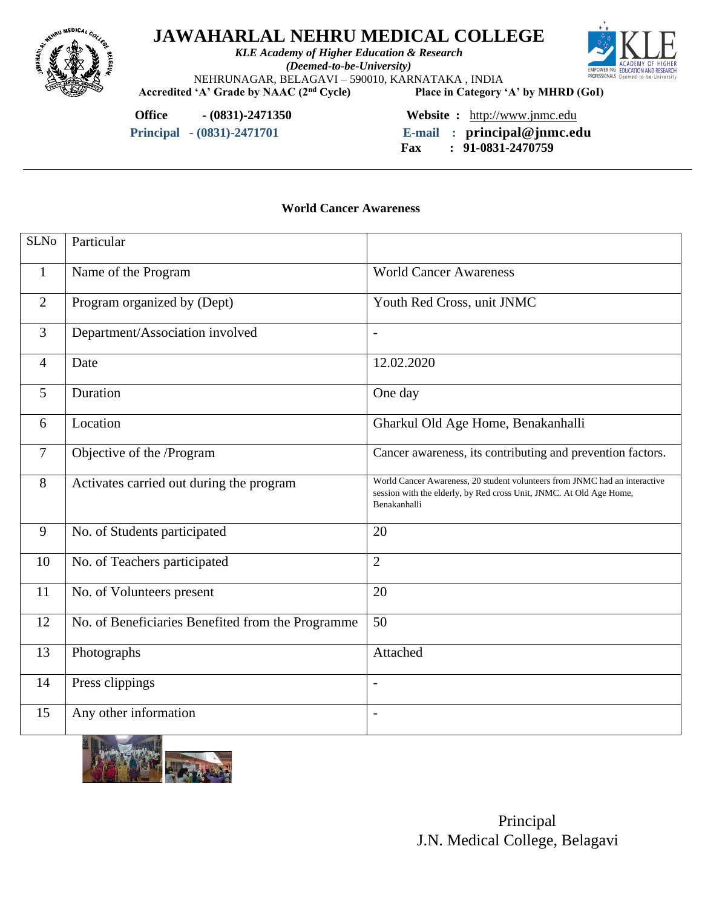# JAWAHARLAL NEHRU MEDICAL COLLEGE

*KLE Academy of Higher Education & Research*
*(Deemed-to-be-University)*
NEHRUNAGAR, BELAGAVI – 590010, KARNATAKA , INDIA
**Accredited 'A' Grade by NAAC (2nd Cycle)** **Place in Category 'A' by MHRD (GoI)**

**Office** - (0831)-2471350
**Principal** - (0831)-2471701
**Website :** http://www.jnmc.edu
**E-mail :** principal@jnmc.edu
**Fax :** 91-0831-2470759

---

**World Cancer Awareness**

| SLNo | Particular | |
|---|---|---|
| 1 | Name of the Program | World Cancer Awareness |
| 2 | Program organized by (Dept) | Youth Red Cross, unit JNMC |
| 3 | Department/Association involved | - |
| 4 | Date | 12.02.2020 |
| 5 | Duration | One day |
| 6 | Location | Gharkul Old Age Home, Benakanhalli |
| 7 | Objective of the /Program | Cancer awareness, its contributing and prevention factors. |
| 8 | Activates carried out during the program | World Cancer Awareness, 20 student volunteers from JNMC had an interactive session with the elderly, by Red cross Unit, JNMC. At Old Age Home, Benakanhalli |
| 9 | No. of Students participated | 20 |
| 10 | No. of Teachers participated | 2 |
| 11 | No. of Volunteers present | 20 |
| 12 | No. of Beneficiaries Benefited from the Programme | 50 |
| 13 | Photographs | Attached |
| 14 | Press clippings | - |
| 15 | Any other information | - |

Principal
J.N. Medical College, Belagavi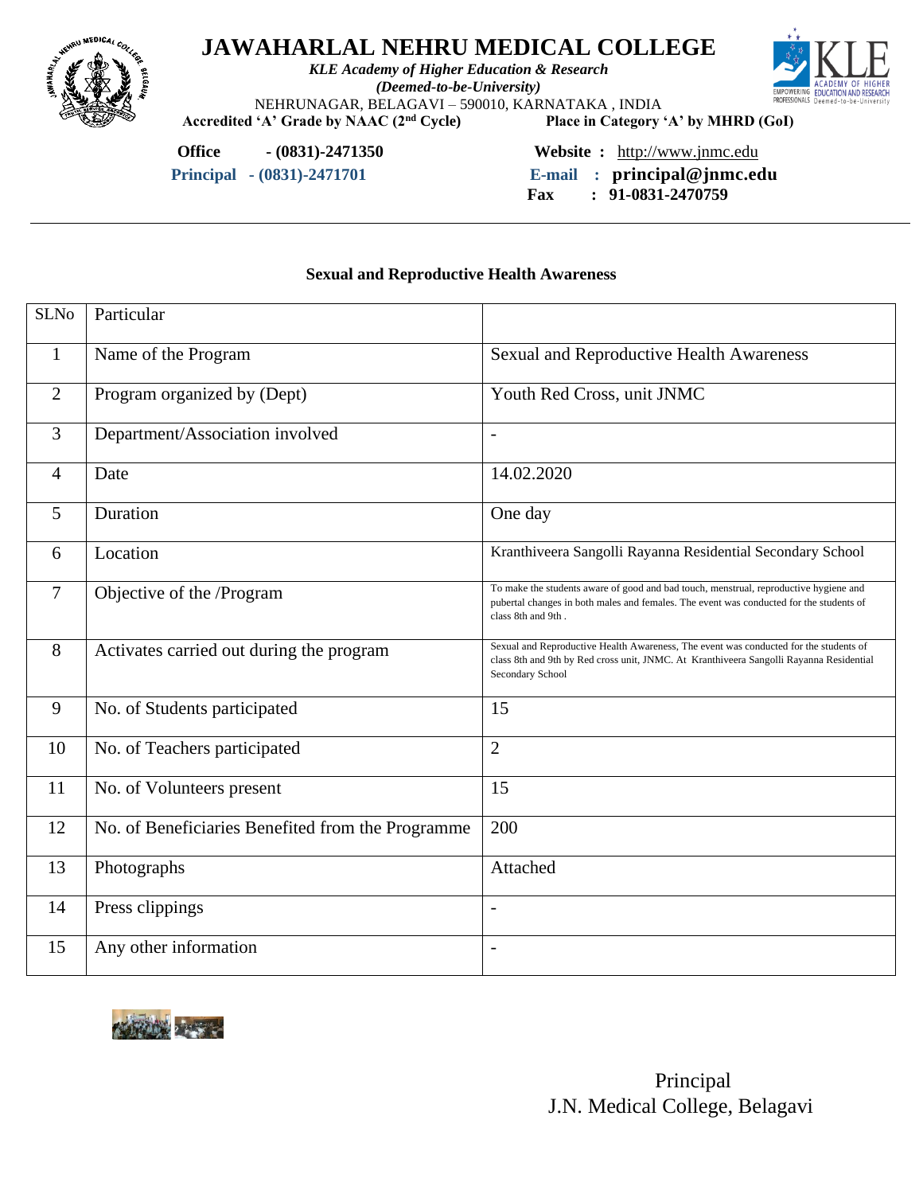# JAWAHARLAL NEHRU MEDICAL COLLEGE

*KLE Academy of Higher Education & Research*
*(Deemed-to-be-University)*
NEHRUNAGAR, BELAGAVI – 590010, KARNATAKA , INDIA
**Accredited 'A' Grade by NAAC (2nd Cycle)** **Place in Category 'A' by MHRD (GoI)**

**Office** - **(0831)-2471350** **Website :** http://www.jnmc.edu
**Principal - (0831)-2471701** **E-mail : principal@jnmc.edu**
**Fax : 91-0831-2470759**

---

### Sexual and Reproductive Health Awareness

| SLNo | Particular | |
|---|---|---|
| 1 | Name of the Program | Sexual and Reproductive Health Awareness |
| 2 | Program organized by (Dept) | Youth Red Cross, unit JNMC |
| 3 | Department/Association involved | - |
| 4 | Date | 14.02.2020 |
| 5 | Duration | One day |
| 6 | Location | Kranthiveera Sangolli Rayanna Residential Secondary School |
| 7 | Objective of the /Program | To make the students aware of good and bad touch, menstrual, reproductive hygiene and pubertal changes in both males and females. The event was conducted for the students of class 8th and 9th . |
| 8 | Activates carried out during the program | Sexual and Reproductive Health Awareness, The event was conducted for the students of class 8th and 9th by Red cross unit, JNMC. At Kranthiveera Sangolli Rayanna Residential Secondary School |
| 9 | No. of Students participated | 15 |
| 10 | No. of Teachers participated | 2 |
| 11 | No. of Volunteers present | 15 |
| 12 | No. of Beneficiaries Benefited from the Programme | 200 |
| 13 | Photographs | Attached |
| 14 | Press clippings | - |
| 15 | Any other information | - |

Principal
J.N. Medical College, Belagavi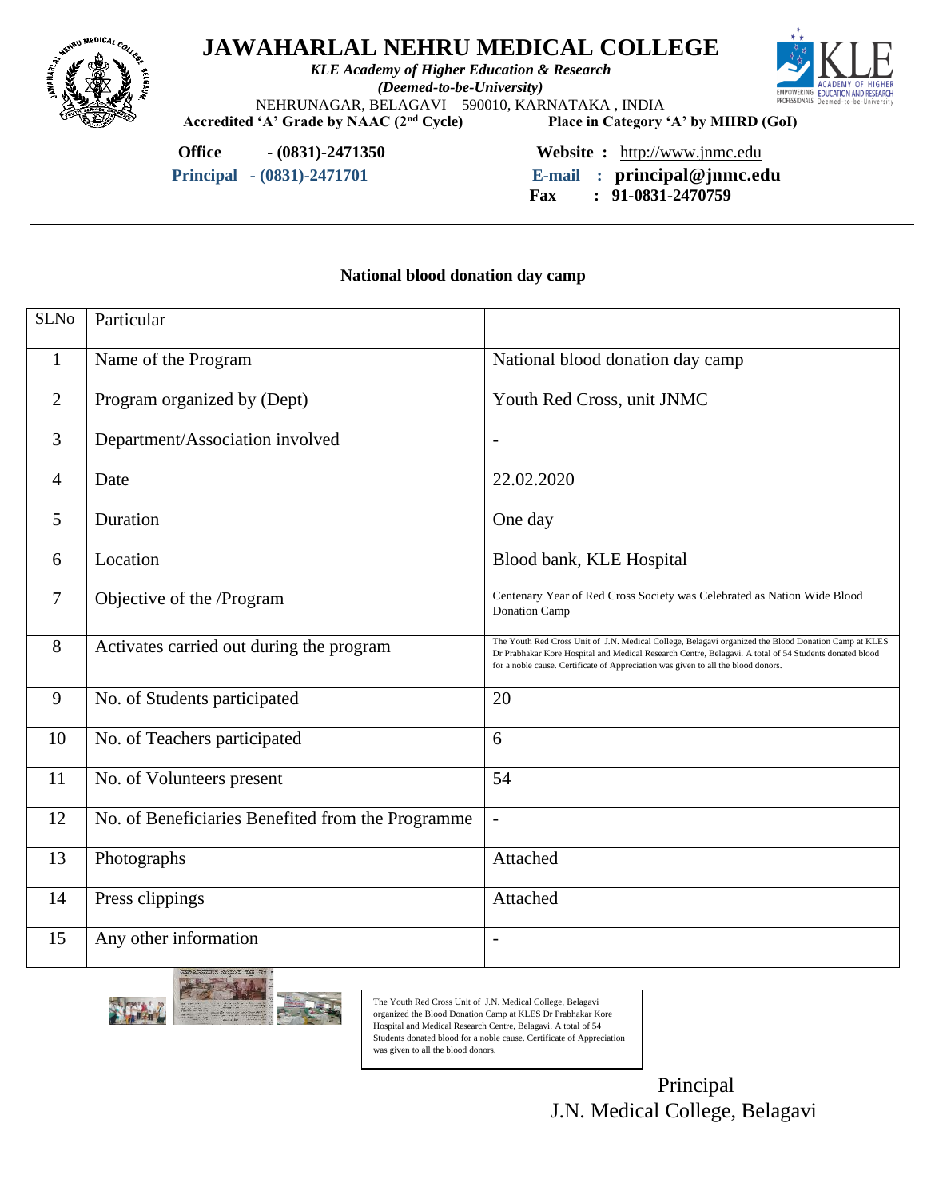# JAWAHARLAL NEHRU MEDICAL COLLEGE

*KLE Academy of Higher Education & Research*
*(Deemed-to-be-University)*
NEHRUNAGAR, BELAGAVI – 590010, KARNATAKA , INDIA
**Accredited 'A' Grade by NAAC (2nd Cycle)** **Place in Category 'A' by MHRD (GoI)**

**Office - (0831)-2471350** **Website :** http://www.jnmc.edu
**Principal - (0831)-2471701** **E-mail : principal@jnmc.edu**
**Fax : 91-0831-2470759**

---

**National blood donation day camp**

| SLNo | Particular | |
|---|---|---|
| 1 | Name of the Program | National blood donation day camp |
| 2 | Program organized by (Dept) | Youth Red Cross, unit JNMC |
| 3 | Department/Association involved | - |
| 4 | Date | 22.02.2020 |
| 5 | Duration | One day |
| 6 | Location | Blood bank, KLE Hospital |
| 7 | Objective of the /Program | Centenary Year of Red Cross Society was Celebrated as Nation Wide Blood Donation Camp |
| 8 | Activates carried out during the program | The Youth Red Cross Unit of J.N. Medical College, Belagavi organized the Blood Donation Camp at KLES Dr Prabhakar Kore Hospital and Medical Research Centre, Belagavi. A total of 54 Students donated blood for a noble cause. Certificate of Appreciation was given to all the blood donors. |
| 9 | No. of Students participated | 20 |
| 10 | No. of Teachers participated | 6 |
| 11 | No. of Volunteers present | 54 |
| 12 | No. of Beneficiaries Benefited from the Programme | - |
| 13 | Photographs | Attached |
| 14 | Press clippings | Attached |
| 15 | Any other information | - |

The Youth Red Cross Unit of J.N. Medical College, Belagavi organized the Blood Donation Camp at KLES Dr Prabhakar Kore Hospital and Medical Research Centre, Belagavi. A total of 54 Students donated blood for a noble cause. Certificate of Appreciation was given to all the blood donors.

Principal
J.N. Medical College, Belagavi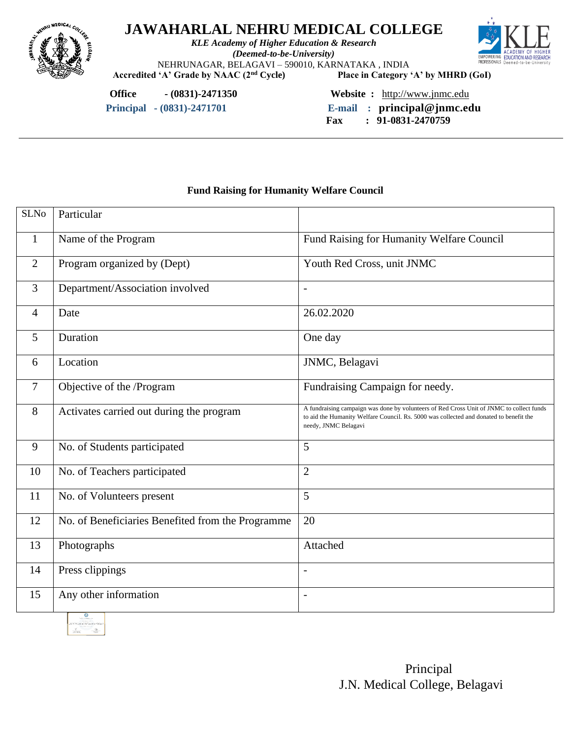# JAWAHARLAL NEHRU MEDICAL COLLEGE

*KLE Academy of Higher Education & Research*
*(Deemed-to-be-University)*
NEHRUNAGAR, BELAGAVI – 590010, KARNATAKA , INDIA
**Accredited 'A' Grade by NAAC (2nd Cycle)** **Place in Category 'A' by MHRD (GoI)**

**Office** - **(0831)-2471350** **Website :** http://www.jnmc.edu
**Principal - (0831)-2471701** **E-mail : principal@jnmc.edu**
**Fax : 91-0831-2470759**

---

### Fund Raising for Humanity Welfare Council

| SLNo | Particular | |
|---|---|---|
| 1 | Name of the Program | Fund Raising for Humanity Welfare Council |
| 2 | Program organized by (Dept) | Youth Red Cross, unit JNMC |
| 3 | Department/Association involved | - |
| 4 | Date | 26.02.2020 |
| 5 | Duration | One day |
| 6 | Location | JNMC, Belagavi |
| 7 | Objective of the /Program | Fundraising Campaign for needy. |
| 8 | Activates carried out during the program | A fundraising campaign was done by volunteers of Red Cross Unit of JNMC to collect funds to aid the Humanity Welfare Council. Rs. 5000 was collected and donated to benefit the needy, JNMC Belagavi |
| 9 | No. of Students participated | 5 |
| 10 | No. of Teachers participated | 2 |
| 11 | No. of Volunteers present | 5 |
| 12 | No. of Beneficiaries Benefited from the Programme | 20 |
| 13 | Photographs | Attached |
| 14 | Press clippings | - |
| 15 | Any other information | - |

Principal
J.N. Medical College, Belagavi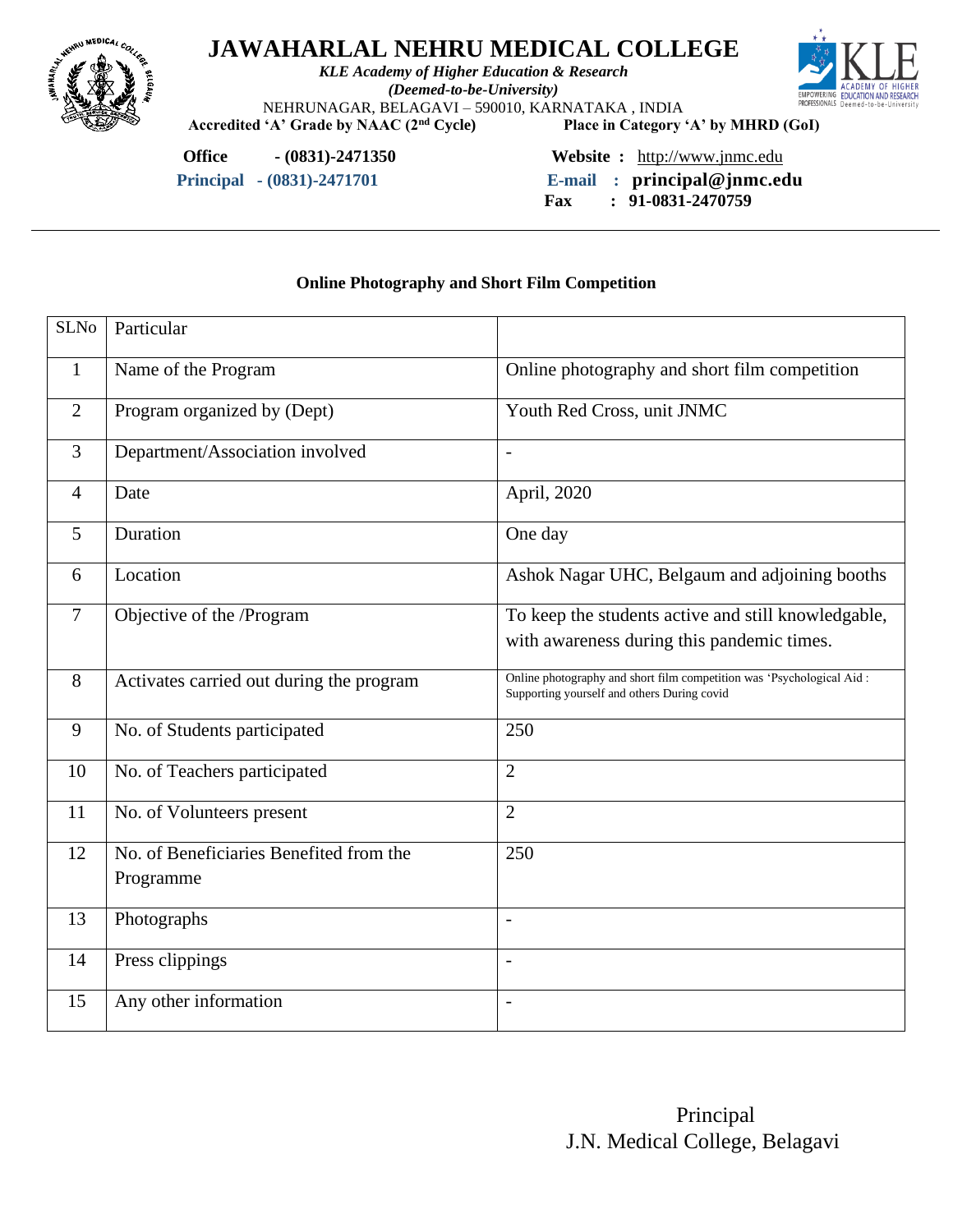# JAWAHARLAL NEHRU MEDICAL COLLEGE

*KLE Academy of Higher Education & Research*
*(Deemed-to-be-University)*
NEHRUNAGAR, BELAGAVI – 590010, KARNATAKA , INDIA
**Accredited 'A' Grade by NAAC (2nd Cycle)** **Place in Category 'A' by MHRD (GoI)**

**Office - (0831)-2471350** **Website :** http://www.jnmc.edu
**Principal - (0831)-2471701** **E-mail : principal@jnmc.edu**
**Fax : 91-0831-2470759**

---

**Online Photography and Short Film Competition**

| SLNo | Particular | |
|---|---|---|
| 1 | Name of the Program | Online photography and short film competition |
| 2 | Program organized by (Dept) | Youth Red Cross, unit JNMC |
| 3 | Department/Association involved | - |
| 4 | Date | April, 2020 |
| 5 | Duration | One day |
| 6 | Location | Ashok Nagar UHC, Belgaum and adjoining booths |
| 7 | Objective of the /Program | To keep the students active and still knowledgable, with awareness during this pandemic times. |
| 8 | Activates carried out during the program | Online photography and short film competition was 'Psychological Aid : Supporting yourself and others During covid |
| 9 | No. of Students participated | 250 |
| 10 | No. of Teachers participated | 2 |
| 11 | No. of Volunteers present | 2 |
| 12 | No. of Beneficiaries Benefited from the Programme | 250 |
| 13 | Photographs | - |
| 14 | Press clippings | - |
| 15 | Any other information | - |

Principal
J.N. Medical College, Belagavi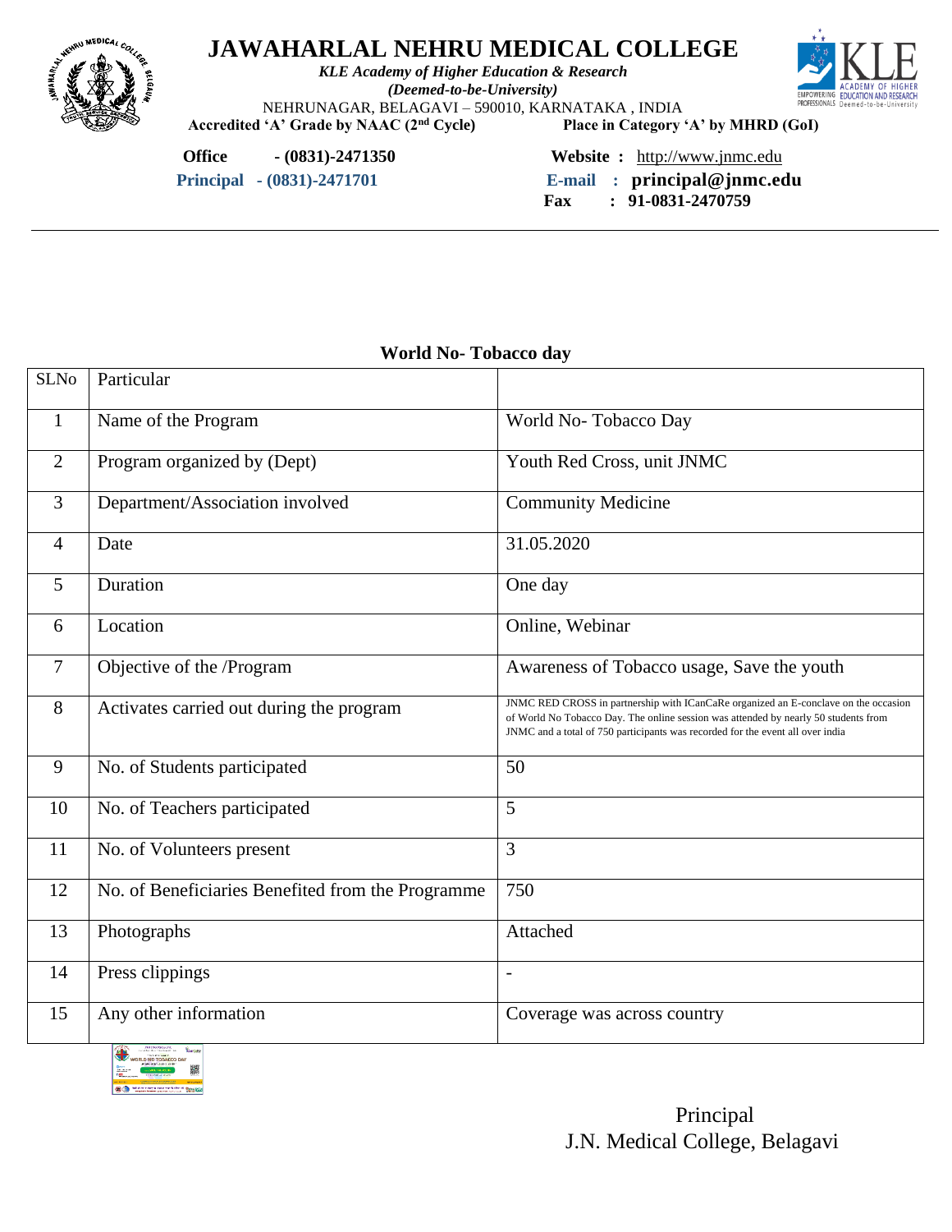# JAWAHARLAL NEHRU MEDICAL COLLEGE

*KLE Academy of Higher Education & Research*
*(Deemed-to-be-University)*
NEHRUNAGAR, BELAGAVI – 590010, KARNATAKA , INDIA
**Accredited 'A' Grade by NAAC (2nd Cycle)** **Place in Category 'A' by MHRD (GoI)**

**Office** - **(0831)-2471350** **Website :** http://www.jnmc.edu
**Principal - (0831)-2471701** **E-mail : principal@jnmc.edu**
**Fax : 91-0831-2470759**

---

**World No- Tobacco day**

| SLNo | Particular | |
|---|---|---|
| 1 | Name of the Program | World No- Tobacco Day |
| 2 | Program organized by (Dept) | Youth Red Cross, unit JNMC |
| 3 | Department/Association involved | Community Medicine |
| 4 | Date | 31.05.2020 |
| 5 | Duration | One day |
| 6 | Location | Online, Webinar |
| 7 | Objective of the /Program | Awareness of Tobacco usage, Save the youth |
| 8 | Activates carried out during the program | JNMC RED CROSS in partnership with ICanCaRe organized an E-conclave on the occasion of World No Tobacco Day. The online session was attended by nearly 50 students from JNMC and a total of 750 participants was recorded for the event all over india |
| 9 | No. of Students participated | 50 |
| 10 | No. of Teachers participated | 5 |
| 11 | No. of Volunteers present | 3 |
| 12 | No. of Beneficiaries Benefited from the Programme | 750 |
| 13 | Photographs | Attached |
| 14 | Press clippings | - |
| 15 | Any other information | Coverage was across country |

Principal
J.N. Medical College, Belagavi